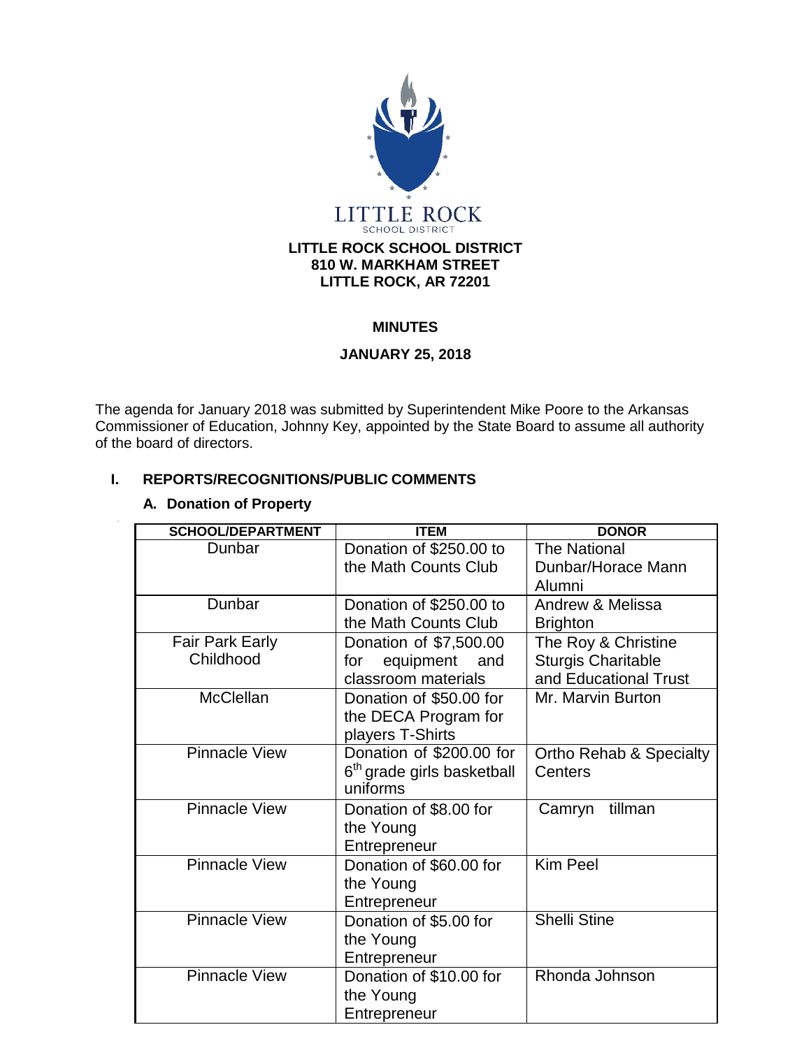LITTLE ROCK
SCHOOL DISTRICT

**LITTLE ROCK SCHOOL DISTRICT**
**810 W. MARKHAM STREET**
**LITTLE ROCK, AR 72201**

**MINUTES**

**JANUARY 25, 2018**

The agenda for January 2018 was submitted by Superintendent Mike Poore to the Arkansas Commissioner of Education, Johnny Key, appointed by the State Board to assume all authority of the board of directors.

## I. REPORTS/RECOGNITIONS/PUBLIC COMMENTS

### A. Donation of Property

| SCHOOL/DEPARTMENT | ITEM | DONOR |
|---|---|---|
| Dunbar | Donation of $250.00 to the Math Counts Club | The National Dunbar/Horace Mann Alumni |
| Dunbar | Donation of $250.00 to the Math Counts Club | Andrew & Melissa Brighton |
| Fair Park Early Childhood | Donation of $7,500.00 for equipment and classroom materials | The Roy & Christine Sturgis Charitable and Educational Trust |
| McClellan | Donation of $50.00 for the DECA Program for players T-Shirts | Mr. Marvin Burton |
| Pinnacle View | Donation of $200.00 for 6th grade girls basketball uniforms | Ortho Rehab & Specialty Centers |
| Pinnacle View | Donation of $8.00 for the Young Entrepreneur | Camryn tillman |
| Pinnacle View | Donation of $60.00 for the Young Entrepreneur | Kim Peel |
| Pinnacle View | Donation of $5.00 for the Young Entrepreneur | Shelli Stine |
| Pinnacle View | Donation of $10.00 for the Young Entrepreneur | Rhonda Johnson |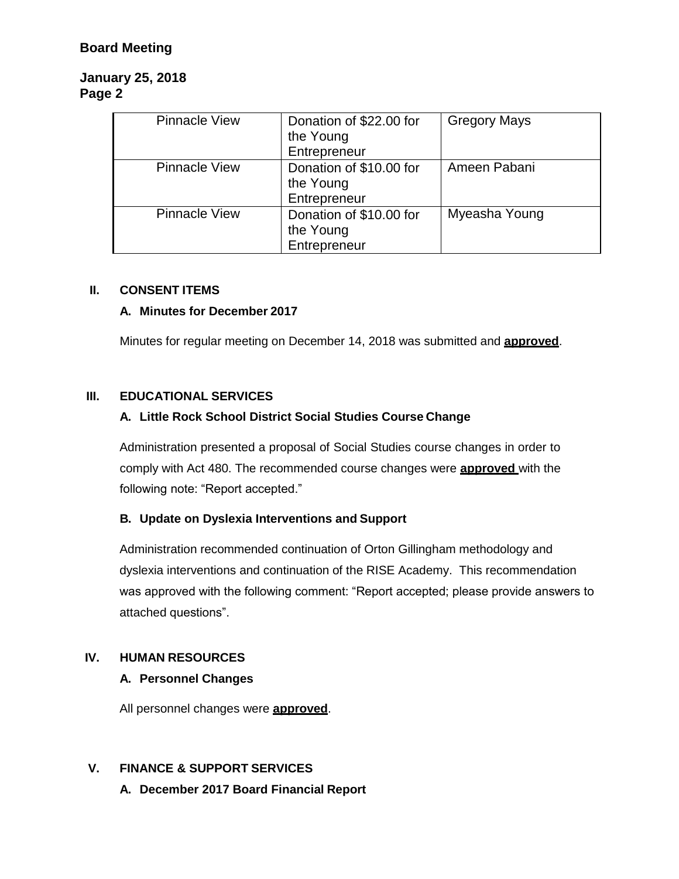| Pinnacle View | Donation of $22.00 for the Young Entrepreneur | Gregory Mays |
|---|---|---|
| Pinnacle View | Donation of $10.00 for the Young Entrepreneur | Ameen Pabani |
| Pinnacle View | Donation of $10.00 for the Young Entrepreneur | Myeasha Young |

## II. CONSENT ITEMS

### A. Minutes for December 2017

Minutes for regular meeting on December 14, 2018 was submitted and **approved**.

## III. EDUCATIONAL SERVICES

### A. Little Rock School District Social Studies Course Change

Administration presented a proposal of Social Studies course changes in order to comply with Act 480. The recommended course changes were **approved** with the following note: "Report accepted."

### B. Update on Dyslexia Interventions and Support

Administration recommended continuation of Orton Gillingham methodology and dyslexia interventions and continuation of the RISE Academy. This recommendation was approved with the following comment: "Report accepted; please provide answers to attached questions".

## IV. HUMAN RESOURCES

### A. Personnel Changes

All personnel changes were **approved**.

## V. FINANCE & SUPPORT SERVICES

### A. December 2017 Board Financial Report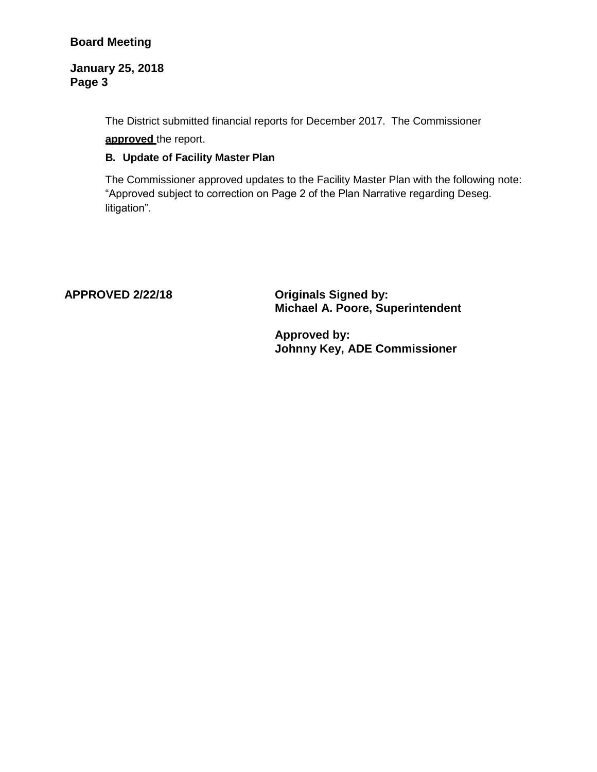The District submitted financial reports for December 2017. The Commissioner **approved** the report.

**B. Update of Facility Master Plan**

The Commissioner approved updates to the Facility Master Plan with the following note: "Approved subject to correction on Page 2 of the Plan Narrative regarding Deseg. litigation".

**APPROVED 2/22/18**

**Originals Signed by:**
**Michael A. Poore, Superintendent**

**Approved by:**
**Johnny Key, ADE Commissioner**